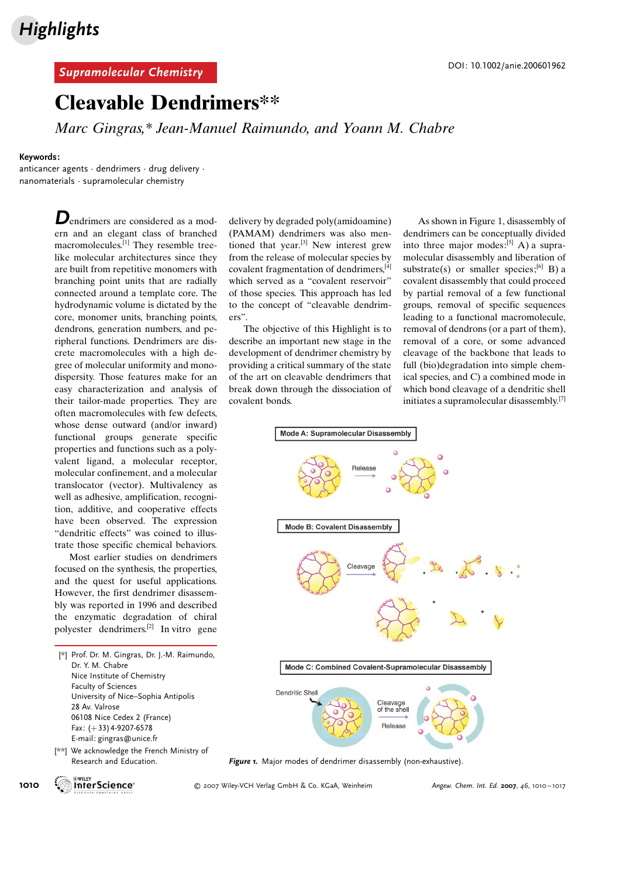Highlights

Supramolecular Chemistry

DOI: 10.1002/anie.200601962

# Cleavable Dendrimers**

*Marc Gingras,* Jean-Manuel Raimundo, and Yoann M. Chabre*

**Keywords:**
anticancer agents · dendrimers · drug delivery · nanomaterials · supramolecular chemistry

Dendrimers are considered as a modern and an elegant class of branched macromolecules.[1] They resemble tree-like molecular architectures since they are built from repetitive monomers with branching point units that are radially connected around a template core. The hydrodynamic volume is dictated by the core, monomer units, branching points, dendrons, generation numbers, and peripheral functions. Dendrimers are discrete macromolecules with a high degree of molecular uniformity and monodispersity. Those features make for an easy characterization and analysis of their tailor-made properties. They are often macromolecules with few defects, whose dense outward (and/or inward) functional groups generate specific properties and functions such as a polyvalent ligand, a molecular receptor, molecular confinement, and a molecular translocator (vector). Multivalency as well as adhesive, amplification, recognition, additive, and cooperative effects have been observed. The expression "dendritic effects" was coined to illustrate those specific chemical behaviors.

Most earlier studies on dendrimers focused on the synthesis, the properties, and the quest for useful applications. However, the first dendrimer disassembly was reported in 1996 and described the enzymatic degradation of chiral polyester dendrimers.[2] In vitro gene delivery by degraded poly(amidoamine) (PAMAM) dendrimers was also mentioned that year.[3] New interest grew from the release of molecular species by covalent fragmentation of dendrimers,[4] which served as a "covalent reservoir" of those species. This approach has led to the concept of "cleavable dendrimers".

The objective of this Highlight is to describe an important new stage in the development of dendrimer chemistry by providing a critical summary of the state of the art on cleavable dendrimers that break down through the dissociation of covalent bonds.

As shown in Figure 1, disassembly of dendrimers can be conceptually divided into three major modes:[5] A) a supramolecular disassembly and liberation of substrate(s) or smaller species;[6] B) a covalent disassembly that could proceed by partial removal of a few functional groups, removal of specific sequences leading to a functional macromolecule, removal of dendrons (or a part of them), removal of a core, or some advanced cleavage of the backbone that leads to full (bio)degradation into simple chemical species, and C) a combined mode in which bond cleavage of a dendritic shell initiates a supramolecular disassembly.[7]

*Figure 1.* Major modes of dendrimer disassembly (non-exhaustive).

[*] Prof. Dr. M. Gingras, Dr. J.-M. Raimundo, Dr. Y. M. Chabre
Nice Institute of Chemistry
Faculty of Sciences
University of Nice–Sophia Antipolis
28 Av. Valrose
06108 Nice Cedex 2 (France)
Fax: (+33) 4-9207-6578
E-mail: gingras@unice.fr

[**] We acknowledge the French Ministry of Research and Education.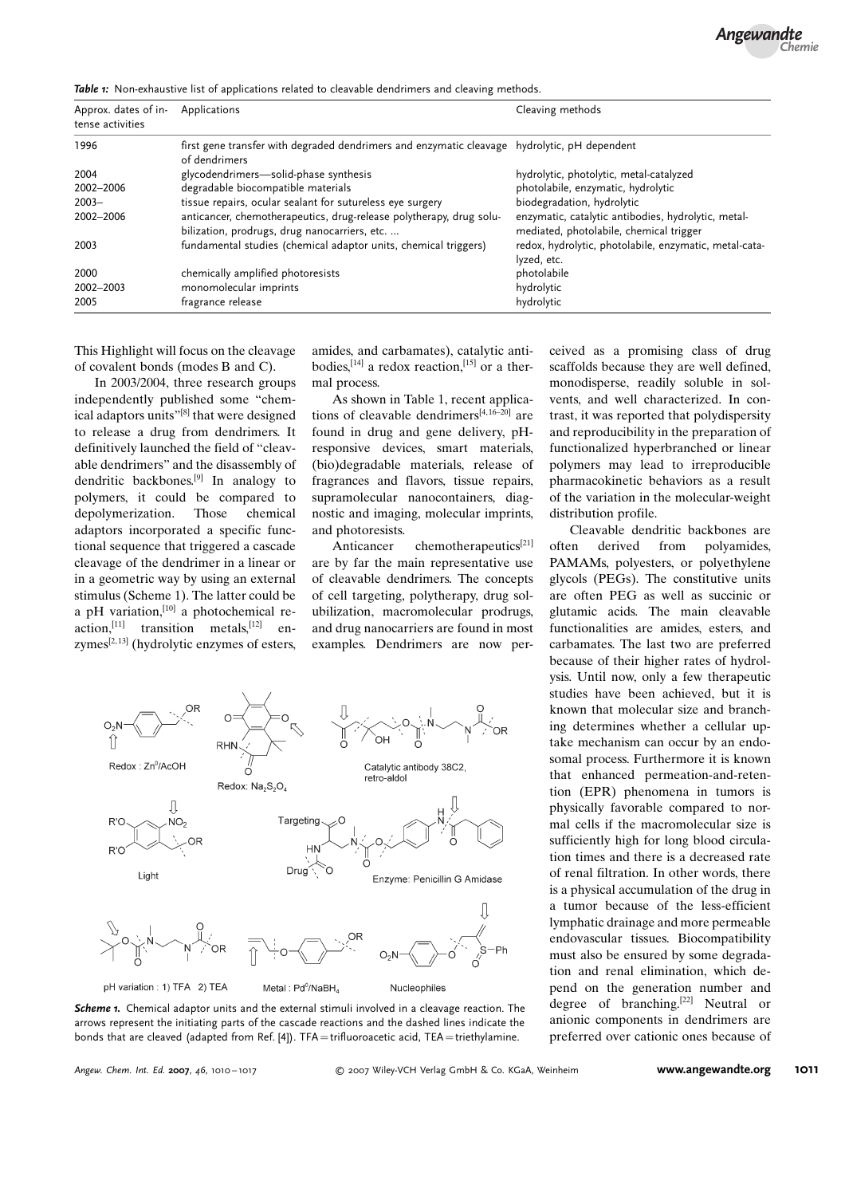*Table 1:* Non-exhaustive list of applications related to cleavable dendrimers and cleaving methods.

| Approx. dates of intense activities | Applications | Cleaving methods |
|---|---|---|
| 1996 | first gene transfer with degraded dendrimers and enzymatic cleavage of dendrimers | hydrolytic, pH dependent |
| 2004 | glycodendrimers—solid-phase synthesis | hydrolytic, photolytic, metal-catalyzed |
| 2002–2006 | degradable biocompatible materials | photolabile, enzymatic, hydrolytic |
| 2003– | tissue repairs, ocular sealant for sutureless eye surgery | biodegradation, hydrolytic |
| 2002–2006 | anticancer, chemotherapeutics, drug-release polytherapy, drug solubilization, prodrugs, drug nanocarriers, etc. ... | enzymatic, catalytic antibodies, hydrolytic, metal-mediated, photolabile, chemical trigger |
| 2003 | fundamental studies (chemical adaptor units, chemical triggers) | redox, hydrolytic, photolabile, enzymatic, metal-catalyzed, etc. |
| 2000 | chemically amplified photoresists | photolabile |
| 2002–2003 | monomolecular imprints | hydrolytic |
| 2005 | fragrance release | hydrolytic |

This Highlight will focus on the cleavage of covalent bonds (modes B and C).

In 2003/2004, three research groups independently published some "chemical adaptors units"[8] that were designed to release a drug from dendrimers. It definitively launched the field of "cleavable dendrimers" and the disassembly of dendritic backbones.[9] In analogy to polymers, it could be compared to depolymerization. Those chemical adaptors incorporated a specific functional sequence that triggered a cascade cleavage of the dendrimer in a linear or in a geometric way by using an external stimulus (Scheme 1). The latter could be a pH variation,[10] a photochemical reaction,[11] transition metals,[12] enzymes[2,13] (hydrolytic enzymes of esters, amides, and carbamates), catalytic antibodies,[14] a redox reaction,[15] or a thermal process.

As shown in Table 1, recent applications of cleavable dendrimers[4,16–20] are found in drug and gene delivery, pH-responsive devices, smart materials, (bio)degradable materials, release of fragrances and flavors, tissue repairs, supramolecular nanocontainers, diagnostic and imaging, molecular imprints, and photoresists.

Anticancer chemotherapeutics[21] are by far the main representative use of cleavable dendrimers. The concepts of cell targeting, polytherapy, drug solubilization, macromolecular prodrugs, and drug nanocarriers are found in most examples. Dendrimers are now perceived as a promising class of drug scaffolds because they are well defined, monodisperse, readily soluble in solvents, and well characterized. In contrast, it was reported that polydispersity and reproducibility in the preparation of functionalized hyperbranched or linear polymers may lead to irreproducible pharmacokinetic behaviors as a result of the variation in the molecular-weight distribution profile.

Cleavable dendritic backbones are often derived from polyamides, PAMAMs, polyesters, or polyethylene glycols (PEGs). The constitutive units are often PEG as well as succinic or glutamic acids. The main cleavable functionalities are amides, esters, and carbamates. The last two are preferred because of their higher rates of hydrolysis. Until now, only a few therapeutic studies have been achieved, but it is known that molecular size and branching determines whether a cellular uptake mechanism can occur by an endosomal process. Furthermore it is known that enhanced permeation-and-retention (EPR) phenomena in tumors is physically favorable compared to normal cells if the macromolecular size is sufficiently high for long blood circulation times and there is a decreased rate of renal filtration. In other words, there is a physical accumulation of the drug in a tumor because of the less-efficient lymphatic drainage and more permeable endovascular tissues. Biocompatibility must also be ensured by some degradation and renal elimination, which depend on the generation number and degree of branching.[22] Neutral or anionic components in dendrimers are preferred over cationic ones because of

*Scheme 1.* Chemical adaptor units and the external stimuli involved in a cleavage reaction. The arrows represent the initiating parts of the cascade reactions and the dashed lines indicate the bonds that are cleaved (adapted from Ref. [4]). TFA = trifluoroacetic acid, TEA = triethylamine.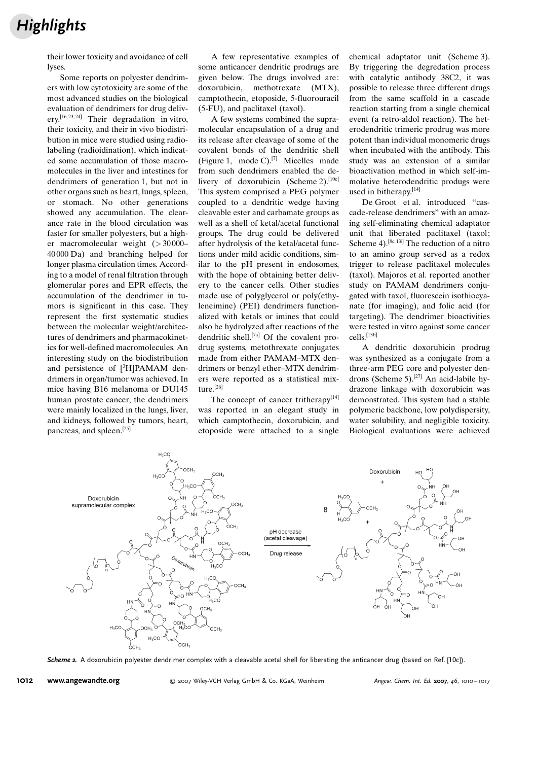their lower toxicity and avoidance of cell lyses.

Some reports on polyester dendrimers with low cytotoxicity are some of the most advanced studies on the biological evaluation of dendrimers for drug delivery.[16,23,24] Their degradation in vitro, their toxicity, and their in vivo biodistribution in mice were studied using radiolabeling (radioiodination), which indicated some accumulation of those macromolecules in the liver and intestines for dendrimers of generation 1, but not in other organs such as heart, lungs, spleen, or stomach. No other generations showed any accumulation. The clearance rate in the blood circulation was faster for smaller polyesters, but a higher macromolecular weight (> 30000–40000 Da) and branching helped for longer plasma circulation times. According to a model of renal filtration through glomerular pores and EPR effects, the accumulation of the dendrimer in tumors is significant in this case. They represent the first systematic studies between the molecular weight/architectures of dendrimers and pharmacokinetics for well-defined macromolecules. An interesting study on the biodistribution and persistence of [$^3$H]PAMAM dendrimers in organ/tumor was achieved. In mice having B16 melanoma or DU145 human prostate cancer, the dendrimers were mainly localized in the lungs, liver, and kidneys, followed by tumors, heart, pancreas, and spleen.[25]

A few representative examples of some anticancer dendritic prodrugs are given below. The drugs involved are: doxorubicin, methotrexate (MTX), camptothecin, etoposide, 5-fluorouracil (5-FU), and paclitaxel (taxol).

A few systems combined the supramolecular encapsulation of a drug and its release after cleavage of some of the covalent bonds of the dendritic shell (Figure 1, mode C).[7] Micelles made from such dendrimers enabled the delivery of doxorubicin (Scheme 2).[10c] This system comprised a PEG polymer coupled to a dendritic wedge having cleavable ester and carbamate groups as well as a shell of ketal/acetal functional groups. The drug could be delivered after hydrolysis of the ketal/acetal functions under mild acidic conditions, similar to the pH present in endosomes, with the hope of obtaining better delivery to the cancer cells. Other studies made use of polyglycerol or poly(ethyleneimine) (PEI) dendrimers functionalized with ketals or imines that could also be hydrolyzed after reactions of the dendritic shell.[7a] Of the covalent prodrug systems, metothrexate conjugates made from either PAMAM–MTX dendrimers or benzyl ether–MTX dendrimers were reported as a statistical mixture.[26]

The concept of cancer tritherapy[14] was reported in an elegant study in which camptothecin, doxorubicin, and etoposide were attached to a single chemical adaptator unit (Scheme 3). By triggering the degredation process with catalytic antibody 38C2, it was possible to release three different drugs from the same scaffold in a cascade reaction starting from a single chemical event (a retro-aldol reaction). The heterodendritic trimeric prodrug was more potent than individual monomeric drugs when incubated with the antibody. This study was an extension of a similar bioactivation method in which self-immolative heterodendritic produgs were used in bitherapy.[14]

De Groot et al. introduced "cascade-release dendrimers" with an amazing self-eliminating chemical adaptator unit that liberated paclitaxel (taxol; Scheme 4).[8c,13i] The reduction of a nitro to an amino group served as a redox trigger to release paclitaxel molecules (taxol). Majoros et al. reported another study on PAMAM dendrimers conjugated with taxol, fluorescein isothiocyanate (for imaging), and folic acid (for targeting). The dendrimer bioactivities were tested in vitro against some cancer cells.[13b]

A dendritic doxorubicin prodrug was synthesized as a conjugate from a three-arm PEG core and polyester dendrons (Scheme 5).[27] An acid-labile hydrazone linkage with doxorubicin was demonstrated. This system had a stable polymeric backbone, low polydispersity, water solubility, and negligible toxicity. Biological evaluations were achieved

***Scheme 2.*** A doxorubicin polyester dendrimer complex with a cleavable acetal shell for liberating the anticancer drug (based on Ref. [10c]).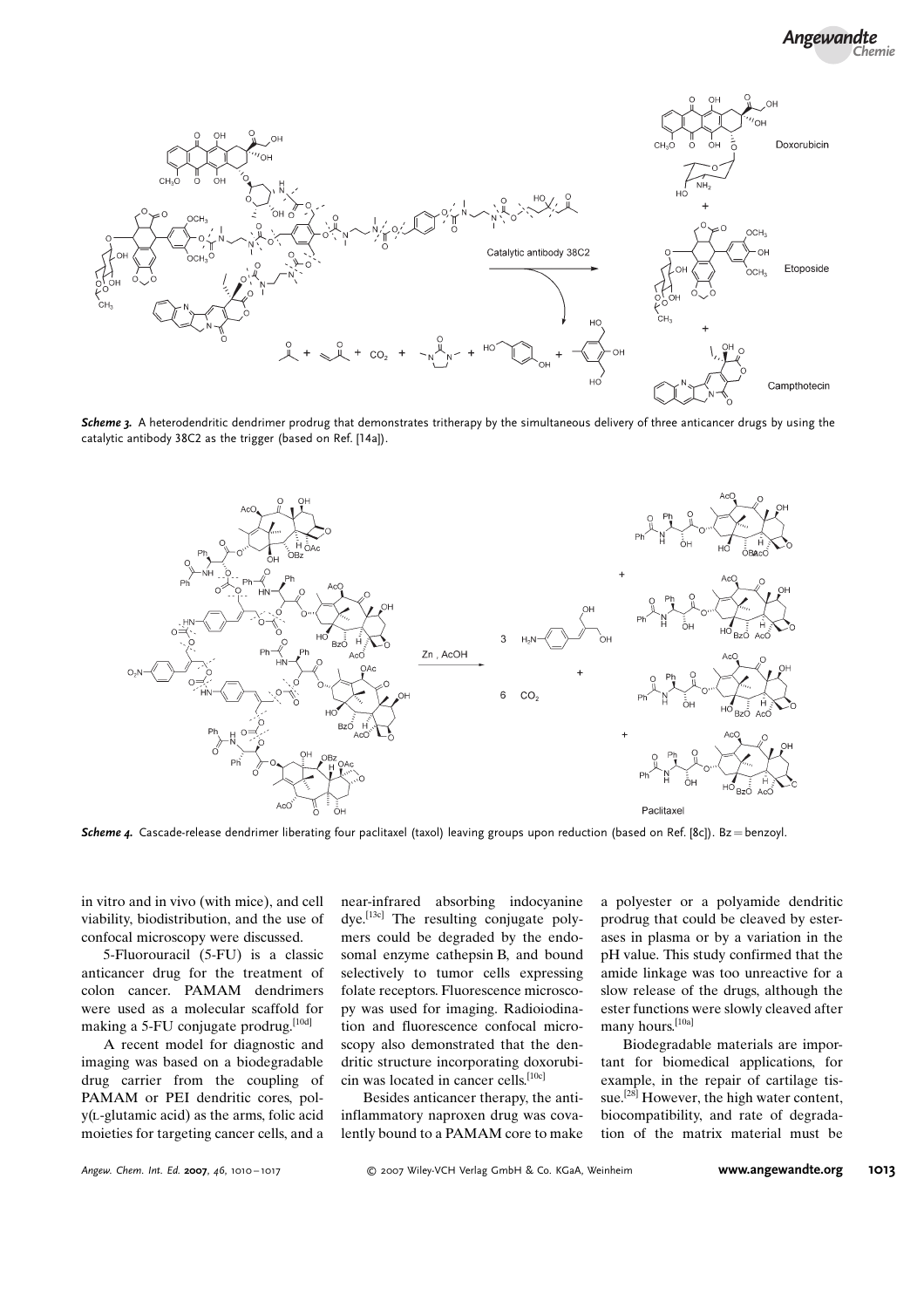*Scheme 3.* A heterodendritic dendrimer prodrug that demonstrates tritherapy by the simultaneous delivery of three anticancer drugs by using the catalytic antibody 38C2 as the trigger (based on Ref. [14a]).

*Scheme 4.* Cascade-release dendrimer liberating four paclitaxel (taxol) leaving groups upon reduction (based on Ref. [8c]). Bz = benzoyl.

in vitro and in vivo (with mice), and cell viability, biodistribution, and the use of confocal microscopy were discussed.

5-Fluorouracil (5-FU) is a classic anticancer drug for the treatment of colon cancer. PAMAM dendrimers were used as a molecular scaffold for making a 5-FU conjugate prodrug.[10d]

A recent model for diagnostic and imaging was based on a biodegradable drug carrier from the coupling of PAMAM or PEI dendritic cores, poly(L-glutamic acid) as the arms, folic acid moieties for targeting cancer cells, and a near-infrared absorbing indocyanine dye.[13c] The resulting conjugate polymers could be degraded by the endosomal enzyme cathepsin B, and bound selectively to tumor cells expressing folate receptors. Fluorescence microscopy was used for imaging. Radioiodination and fluorescence confocal microscopy also demonstrated that the dendritic structure incorporating doxorubicin was located in cancer cells.[10c]

Besides anticancer therapy, the anti-inflammatory naproxen drug was covalently bound to a PAMAM core to make a polyester or a polyamide dendritic prodrug that could be cleaved by esterases in plasma or by a variation in the pH value. This study confirmed that the amide linkage was too unreactive for a slow release of the drugs, although the ester functions were slowly cleaved after many hours.[10a]

Biodegradable materials are important for biomedical applications, for example, in the repair of cartilage tissue.[28] However, the high water content, biocompatibility, and rate of degradation of the matrix material must be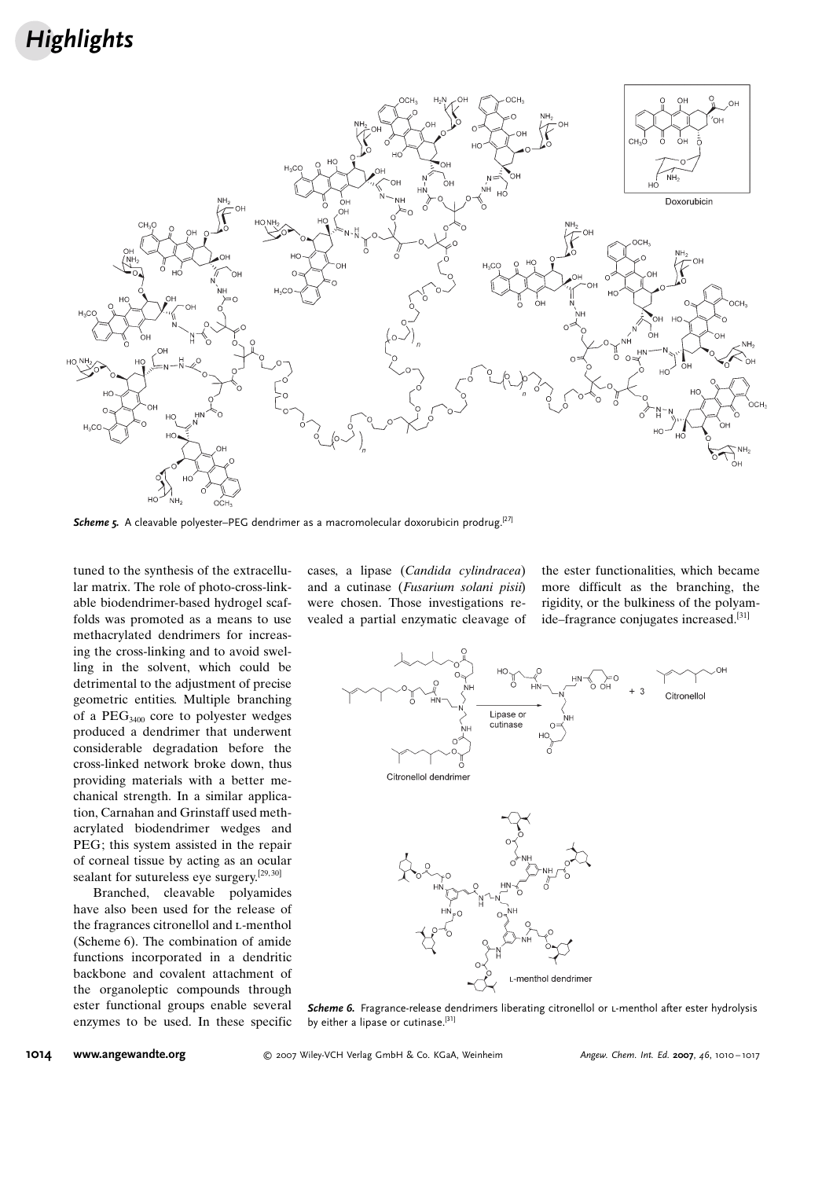*Scheme 5.* A cleavable polyester–PEG dendrimer as a macromolecular doxorubicin prodrug.[27]

tuned to the synthesis of the extracellular matrix. The role of photo-cross-linkable biodendrimer-based hydrogel scaffolds was promoted as a means to use methacrylated dendrimers for increasing the cross-linking and to avoid swelling in the solvent, which could be detrimental to the adjustment of precise geometric entities. Multiple branching of a $PEG_{3400}$ core to polyester wedges produced a dendrimer that underwent considerable degradation before the cross-linked network broke down, thus providing materials with a better mechanical strength. In a similar application, Carnahan and Grinstaff used methacrylated biodendrimer wedges and PEG; this system assisted in the repair of corneal tissue by acting as an ocular sealant for sutureless eye surgery.[29,30]

Branched, cleavable polyamides have also been used for the release of the fragrances citronellol and L-menthol (Scheme 6). The combination of amide functions incorporated in a dendritic backbone and covalent attachment of the organoleptic compounds through ester functional groups enable several enzymes to be used. In these specific cases, a lipase (*Candida cylindracea*) and a cutinase (*Fusarium solani pisii*) were chosen. Those investigations revealed a partial enzymatic cleavage of the ester functionalities, which became more difficult as the branching, the rigidity, or the bulkiness of the polyamide–fragrance conjugates increased.[31]

*Scheme 6.* Fragrance-release dendrimers liberating citronellol or L-menthol after ester hydrolysis by either a lipase or cutinase.[31]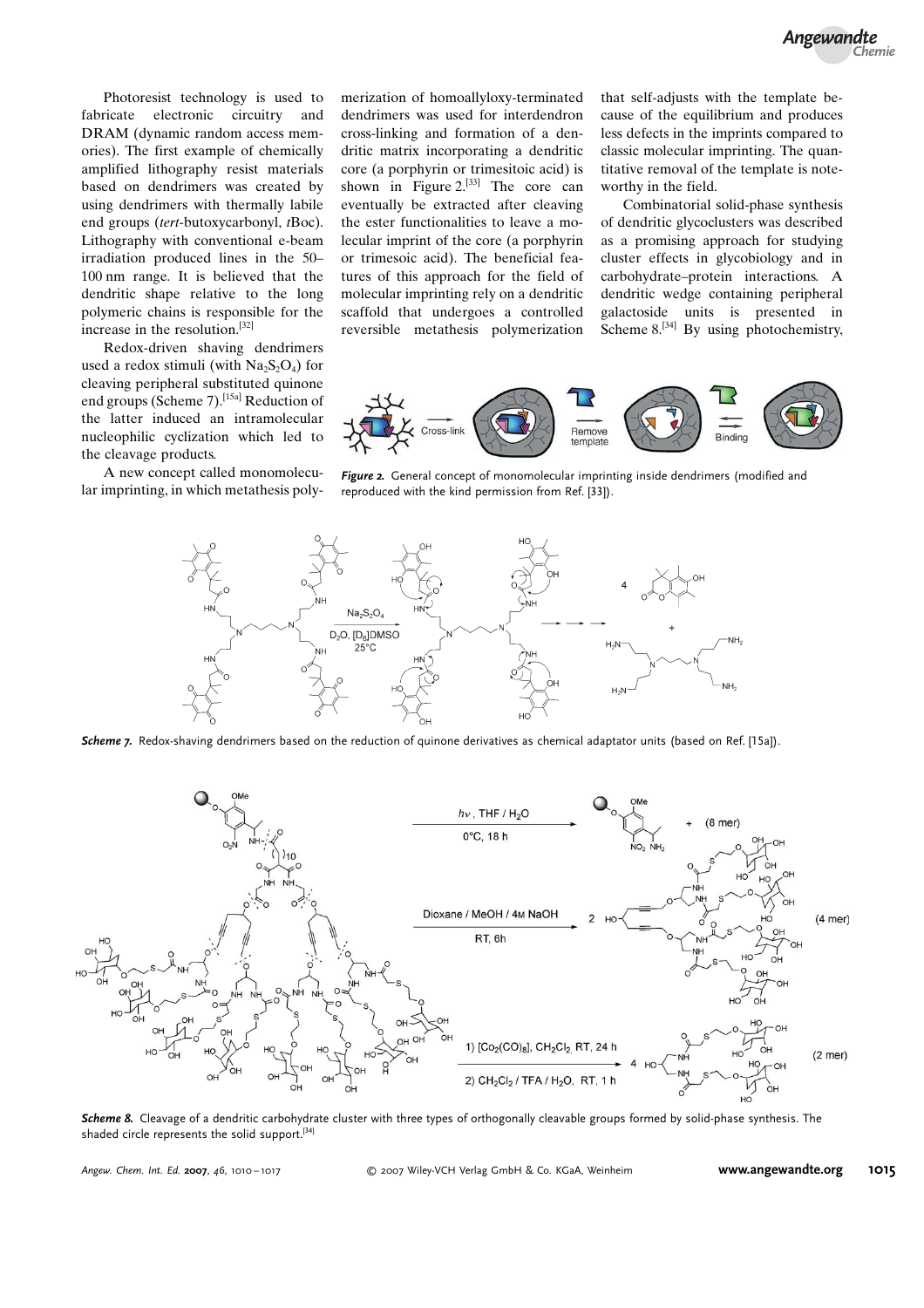Photoresist technology is used to fabricate electronic circuitry and DRAM (dynamic random access memories). The first example of chemically amplified lithography resist materials based on dendrimers was created by using dendrimers with thermally labile end groups (*tert*-butoxycarbonyl, *t*Boc). Lithography with conventional e-beam irradiation produced lines in the 50–100 nm range. It is believed that the dendritic shape relative to the long polymeric chains is responsible for the increase in the resolution.[32]

Redox-driven shaving dendrimers used a redox stimuli (with $Na_2S_2O_4$) for cleaving peripheral substituted quinone end groups (Scheme 7).[15a] Reduction of the latter induced an intramolecular nucleophilic cyclization which led to the cleavage products.

A new concept called monomolecular imprinting, in which metathesis polymerization of homoallyloxy-terminated dendrimers was used for interdendron cross-linking and formation of a dendritic matrix incorporating a dendritic core (a porphyrin or trimesitoic acid) is shown in Figure 2.[33] The core can eventually be extracted after cleaving the ester functionalities to leave a molecular imprint of the core (a porphyrin or trimesoic acid). The beneficial features of this approach for the field of molecular imprinting rely on a dendritic scaffold that undergoes a controlled reversible metathesis polymerization that self-adjusts with the template because of the equilibrium and produces less defects in the imprints compared to classic molecular imprinting. The quantitative removal of the template is noteworthy in the field.

Combinatorial solid-phase synthesis of dendritic glycoclusters was described as a promising approach for studying cluster effects in glycobiology and in carbohydrate–protein interactions. A dendritic wedge containing peripheral galactoside units is presented in Scheme 8.[34] By using photochemistry,

**Figure 2.** General concept of monomolecular imprinting inside dendrimers (modified and reproduced with the kind permission from Ref. [33]).

**Scheme 7.** Redox-shaving dendrimers based on the reduction of quinone derivatives as chemical adaptator units (based on Ref. [15a]).

**Scheme 8.** Cleavage of a dendritic carbohydrate cluster with three types of orthogonally cleavable groups formed by solid-phase synthesis. The shaded circle represents the solid support.[34]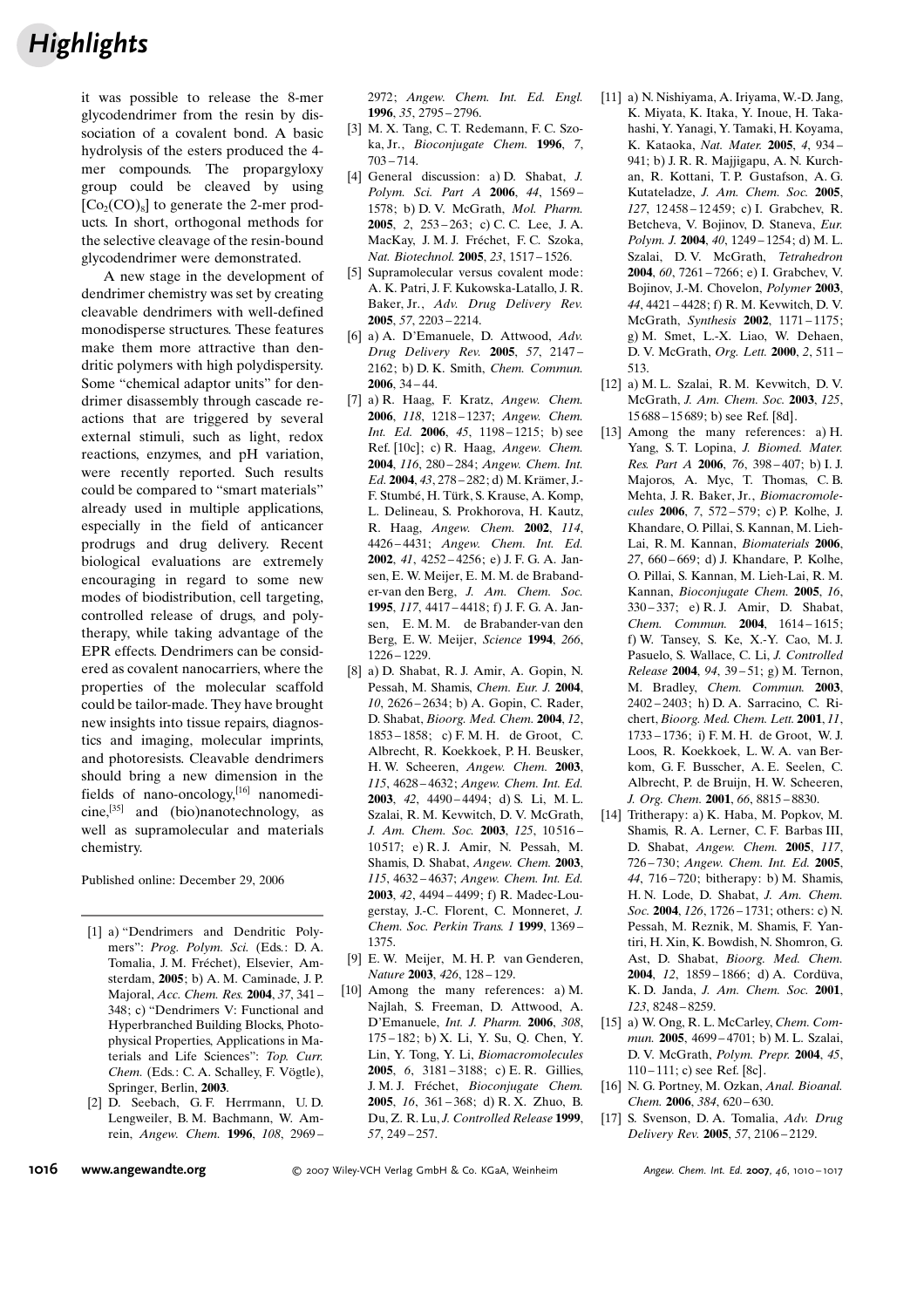it was possible to release the 8-mer glycodendrimer from the resin by dissociation of a covalent bond. A basic hydrolysis of the esters produced the 4-mer compounds. The propargyloxy group could be cleaved by using $[Co_2(CO)_8]$ to generate the 2-mer products. In short, orthogonal methods for the selective cleavage of the resin-bound glycodendrimer were demonstrated.

A new stage in the development of dendrimer chemistry was set by creating cleavable dendrimers with well-defined monodisperse structures. These features make them more attractive than dendritic polymers with high polydispersity. Some "chemical adaptor units" for dendrimer disassembly through cascade reactions that are triggered by several external stimuli, such as light, redox reactions, enzymes, and pH variation, were recently reported. Such results could be compared to "smart materials" already used in multiple applications, especially in the field of anticancer prodrugs and drug delivery. Recent biological evaluations are extremely encouraging in regard to some new modes of biodistribution, cell targeting, controlled release of drugs, and polytherapy, while taking advantage of the EPR effects. Dendrimers can be considered as covalent nanocarriers, where the properties of the molecular scaffold could be tailor-made. They have brought new insights into tissue repairs, diagnostics and imaging, molecular imprints, and photoresists. Cleavable dendrimers should bring a new dimension in the fields of nano-oncology,[16] nanomedicine,[35] and (bio)nanotechnology, as well as supramolecular and materials chemistry.

Published online: December 29, 2006

---

[1] a) "Dendrimers and Dendritic Polymers": *Prog. Polym. Sci.* (Eds.: D. A. Tomalia, J. M. Fréchet), Elsevier, Amsterdam, **2005**; b) A. M. Caminade, J. P. Majoral, *Acc. Chem. Res.* **2004**, *37*, 341–348; c) "Dendrimers V: Functional and Hyperbranched Building Blocks, Photophysical Properties, Applications in Materials and Life Sciences": *Top. Curr. Chem.* (Eds.: C. A. Schalley, F. Vögtle), Springer, Berlin, **2003**.

[2] D. Seebach, G. F. Herrmann, U. D. Lengweiler, B. M. Bachmann, W. Amrein, *Angew. Chem.* **1996**, *108*, 2969–2972; *Angew. Chem. Int. Ed. Engl.* **1996**, *35*, 2795–2796.

[3] M. X. Tang, C. T. Redemann, F. C. Szoka, Jr., *Bioconjugate Chem.* **1996**, *7*, 703–714.

[4] General discussion: a) D. Shabat, *J. Polym. Sci. Part A* **2006**, *44*, 1569–1578; b) D. V. McGrath, *Mol. Pharm.* **2005**, *2*, 253–263; c) C. C. Lee, J. A. MacKay, J. M. J. Fréchet, F. C. Szoka, *Nat. Biotechnol.* **2005**, *23*, 1517–1526.

[5] Supramolecular versus covalent mode: A. K. Patri, J. F. Kukowska-Latallo, J. R. Baker, Jr., *Adv. Drug Delivery Rev.* **2005**, *57*, 2203–2214.

[6] a) A. D'Emanuele, D. Attwood, *Adv. Drug Delivery Rev.* **2005**, *57*, 2147–2162; b) D. K. Smith, *Chem. Commun.* **2006**, 34–44.

[7] a) R. Haag, F. Kratz, *Angew. Chem.* **2006**, *118*, 1218–1237; *Angew. Chem. Int. Ed.* **2006**, *45*, 1198–1215; b) see Ref. [10c]; c) R. Haag, *Angew. Chem.* **2004**, *116*, 280–284; *Angew. Chem. Int. Ed.* **2004**, *43*, 278–282; d) M. Krämer, J.-F. Stumbé, H. Türk, S. Krause, A. Komp, L. Delineau, S. Prokhorova, H. Kautz, R. Haag, *Angew. Chem.* **2002**, *114*, 4426–4431; *Angew. Chem. Int. Ed.* **2002**, *41*, 4252–4256; e) J. F. G. A. Jansen, E. W. Meijer, E. M. M. de Brabander-van den Berg, *J. Am. Chem. Soc.* **1995**, *117*, 4417–4418; f) J. F. G. A. Jansen, E. M. M. de Brabander-van den Berg, E. W. Meijer, *Science* **1994**, *266*, 1226–1229.

[8] a) D. Shabat, R. J. Amir, A. Gopin, N. Pessah, M. Shamis, *Chem. Eur. J.* **2004**, *10*, 2626–2634; b) A. Gopin, C. Rader, D. Shabat, *Bioorg. Med. Chem.* **2004**, *12*, 1853–1858; c) F. M. H. de Groot, C. Albrecht, R. Koekkoek, P. H. Beusker, H. W. Scheeren, *Angew. Chem.* **2003**, *115*, 4628–4632; *Angew. Chem. Int. Ed.* **2003**, *42*, 4490–4494; d) S. Li, M. L. Szalai, R. M. Kevwitch, D. V. McGrath, *J. Am. Chem. Soc.* **2003**, *125*, 10516–10517; e) R. J. Amir, N. Pessah, M. Shamis, D. Shabat, *Angew. Chem.* **2003**, *115*, 4632–4637; *Angew. Chem. Int. Ed.* **2003**, *42*, 4494–4499; f) R. Madec-Lougerstay, J.-C. Florent, C. Monneret, *J. Chem. Soc. Perkin Trans. 1* **1999**, 1369–1375.

[9] E. W. Meijer, M. H. P. van Genderen, *Nature* **2003**, *426*, 128–129.

[10] Among the many references: a) M. Najlah, S. Freeman, D. Attwood, A. D'Emanuele, *Int. J. Pharm.* **2006**, *308*, 175–182; b) X. Li, Y. Su, Q. Chen, Y. Lin, Y. Tong, Y. Li, *Biomacromolecules* **2005**, *6*, 3181–3188; c) E. R. Gillies, J. M. J. Fréchet, *Bioconjugate Chem.* **2005**, *16*, 361–368; d) R. X. Zhuo, B. Du, Z. R. Lu, *J. Controlled Release* **1999**, *57*, 249–257.

[11] a) N. Nishiyama, A. Iriyama, W.-D. Jang, K. Miyata, K. Itaka, Y. Inoue, H. Takahashi, Y. Yanagi, Y. Tamaki, H. Koyama, K. Kataoka, *Nat. Mater.* **2005**, *4*, 934–941; b) J. R. R. Majjigapu, A. N. Kurchan, R. Kottani, T. P. Gustafson, A. G. Kutateladze, *J. Am. Chem. Soc.* **2005**, *127*, 12458–12459; c) I. Grabchev, R. Betcheva, V. Bojinov, D. Staneva, *Eur. Polym. J.* **2004**, *40*, 1249–1254; d) M. L. Szalai, D. V. McGrath, *Tetrahedron* **2004**, *60*, 7261–7266; e) I. Grabchev, V. Bojinov, J.-M. Chovelon, *Polymer* **2003**, *44*, 4421–4428; f) R. M. Kevwitch, D. V. McGrath, *Synthesis* **2002**, 1171–1175; g) M. Smet, L.-X. Liao, W. Dehaen, D. V. McGrath, *Org. Lett.* **2000**, *2*, 511–513.

[12] a) M. L. Szalai, R. M. Kevwitch, D. V. McGrath, *J. Am. Chem. Soc.* **2003**, *125*, 15688–15689; b) see Ref. [8d].

[13] Among the many references: a) H. Yang, S. T. Lopina, *J. Biomed. Mater. Res. Part A* **2006**, *76*, 398–407; b) I. J. Majoros, A. Myc, T. Thomas, C. B. Mehta, J. R. Baker, Jr., *Biomacromolecules* **2006**, *7*, 572–579; c) P. Kolhe, J. Khandare, O. Pillai, S. Kannan, M. Lieh-Lai, R. M. Kannan, *Biomaterials* **2006**, *27*, 660–669; d) J. Khandare, P. Kolhe, O. Pillai, S. Kannan, M. Lieh-Lai, R. M. Kannan, *Bioconjugate Chem.* **2005**, *16*, 330–337; e) R. J. Amir, D. Shabat, *Chem. Commun.* **2004**, 1614–1615; f) W. Tansey, S. Ke, X.-Y. Cao, M. J. Pasuelo, S. Wallace, C. Li, *J. Controlled Release* **2004**, *94*, 39–51; g) M. Ternon, M. Bradley, *Chem. Commun.* **2003**, 2402–2403; h) D. A. Sarracino, C. Richert, *Bioorg. Med. Chem. Lett.* **2001**, *11*, 1733–1736; i) F. M. H. de Groot, W. J. Loos, R. Koekkoek, L. W. A. van Berkom, G. F. Busscher, A. E. Seelen, C. Albrecht, P. de Bruijn, H. W. Scheeren, *J. Org. Chem.* **2001**, *66*, 8815–8830.

[14] Tritherapy: a) K. Haba, M. Popkov, M. Shamis, R. A. Lerner, C. F. Barbas III, D. Shabat, *Angew. Chem.* **2005**, *117*, 726–730; *Angew. Chem. Int. Ed.* **2005**, *44*, 716–720; bitherapy: b) M. Shamis, H. N. Lode, D. Shabat, *J. Am. Chem. Soc.* **2004**, *126*, 1726–1731; others: c) N. Pessah, M. Reznik, M. Shamis, F. Yantiri, H. Xin, K. Bowdish, N. Shomron, G. Ast, D. Shabat, *Bioorg. Med. Chem.* **2004**, *12*, 1859–1866; d) A. Cordüva, K. D. Janda, *J. Am. Chem. Soc.* **2001**, *123*, 8248–8259.

[15] a) W. Ong, R. L. McCarley, *Chem. Commun.* **2005**, 4699–4701; b) M. L. Szalai, D. V. McGrath, *Polym. Prepr.* **2004**, *45*, 110–111; c) see Ref. [8c].

[16] N. G. Portney, M. Ozkan, *Anal. Bioanal. Chem.* **2006**, *384*, 620–630.

[17] S. Svenson, D. A. Tomalia, *Adv. Drug Delivery Rev.* **2005**, *57*, 2106–2129.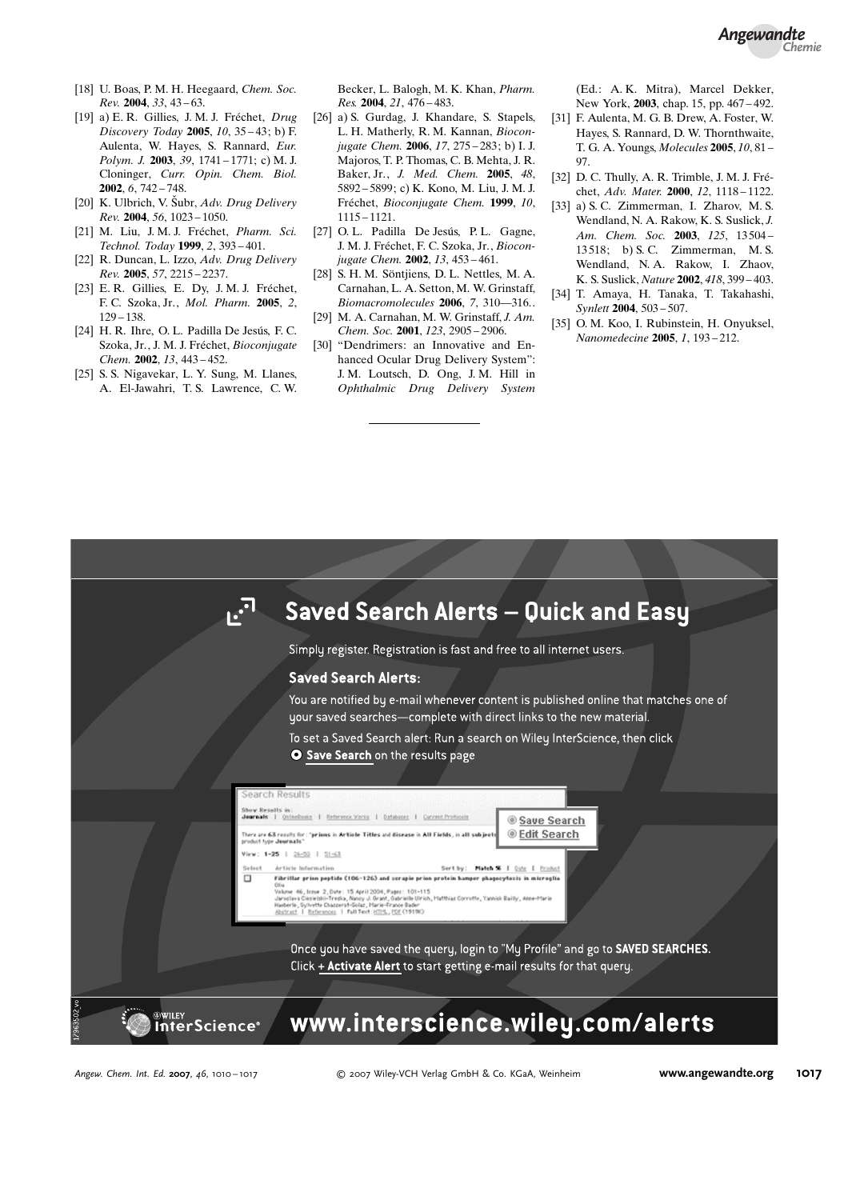[18] U. Boas, P. M. H. Heegaard, *Chem. Soc. Rev.* **2004**, *33*, 43–63.

[19] a) E. R. Gillies, J. M. J. Fréchet, *Drug Discovery Today* **2005**, *10*, 35–43; b) F. Aulenta, W. Hayes, S. Rannard, *Eur. Polym. J.* **2003**, *39*, 1741–1771; c) M. J. Cloninger, *Curr. Opin. Chem. Biol.* **2002**, *6*, 742–748.

[20] K. Ulbrich, V. Šubr, *Adv. Drug Delivery Rev.* **2004**, *56*, 1023–1050.

[21] M. Liu, J. M. J. Fréchet, *Pharm. Sci. Technol. Today* **1999**, *2*, 393–401.

[22] R. Duncan, L. Izzo, *Adv. Drug Delivery Rev.* **2005**, *57*, 2215–2237.

[23] E. R. Gillies, E. Dy, J. M. J. Fréchet, F. C. Szoka, Jr., *Mol. Pharm.* **2005**, *2*, 129–138.

[24] H. R. Ihre, O. L. Padilla De Jesús, F. C. Szoka, Jr., J. M. J. Fréchet, *Bioconjugate Chem.* **2002**, *13*, 443–452.

[25] S. S. Nigavekar, L. Y. Sung, M. Llanes, A. El-Jawahri, T. S. Lawrence, C. W. Becker, L. Balogh, M. K. Khan, *Pharm. Res.* **2004**, *21*, 476–483.

[26] a) S. Gurdag, J. Khandare, S. Stapels, L. H. Matherly, R. M. Kannan, *Bioconjugate Chem.* **2006**, *17*, 275–283; b) I. J. Majoros, T. P. Thomas, C. B. Mehta, J. R. Baker, Jr., *J. Med. Chem.* **2005**, *48*, 5892–5899; c) K. Kono, M. Liu, J. M. J. Fréchet, *Bioconjugate Chem.* **1999**, *10*, 1115–1121.

[27] O. L. Padilla De Jesús, P. L. Gagne, J. M. J. Fréchet, F. C. Szoka, Jr., *Bioconjugate Chem.* **2002**, *13*, 453–461.

[28] S. H. M. Söntjiens, D. L. Nettles, M. A. Carnahan, L. A. Setton, M. W. Grinstaff, *Biomacromolecules* **2006**, *7*, 310—316..

[29] M. A. Carnahan, M. W. Grinstaff, *J. Am. Chem. Soc.* **2001**, *123*, 2905–2906.

[30] "Dendrimers: an Innovative and Enhanced Ocular Drug Delivery System": J. M. Loutsch, D. Ong, J. M. Hill in *Ophthalmic Drug Delivery System* (Ed.: A. K. Mitra), Marcel Dekker, New York, **2003**, chap. 15, pp. 467–492.

[31] F. Aulenta, M. G. B. Drew, A. Foster, W. Hayes, S. Rannard, D. W. Thornthwaite, T. G. A. Youngs, *Molecules* **2005**, *10*, 81–97.

[32] D. C. Thully, A. R. Trimble, J. M. J. Fréchet, *Adv. Mater.* **2000**, *12*, 1118–1122.

[33] a) S. C. Zimmerman, I. Zharov, M. S. Wendland, N. A. Rakow, K. S. Suslick, *J. Am. Chem. Soc.* **2003**, *125*, 13504–13518; b) S. C. Zimmerman, M. S. Wendland, N. A. Rakow, I. Zhaov, K. S. Suslick, *Nature* **2002**, *418*, 399–403.

[34] T. Amaya, H. Tanaka, T. Takahashi, *Synlett* **2004**, 503–507.

[35] O. M. Koo, I. Rubinstein, H. Onyuksel, *Nanomedecine* **2005**, *1*, 193–212.

---

## Saved Search Alerts – Quick and Easy

Simply register. Registration is fast and free to all internet users.

### Saved Search Alerts:

You are notified by e-mail whenever content is published online that matches one of your saved searches—complete with direct links to the new material.

To set a Saved Search alert: Run a search on Wiley InterScience, then click **Save Search** on the results page

Once you have saved the query, login to "My Profile" and go to **SAVED SEARCHES**. Click **+ Activate Alert** to start getting e-mail results for that query.

WILEY InterScience®

**www.interscience.wiley.com/alerts**